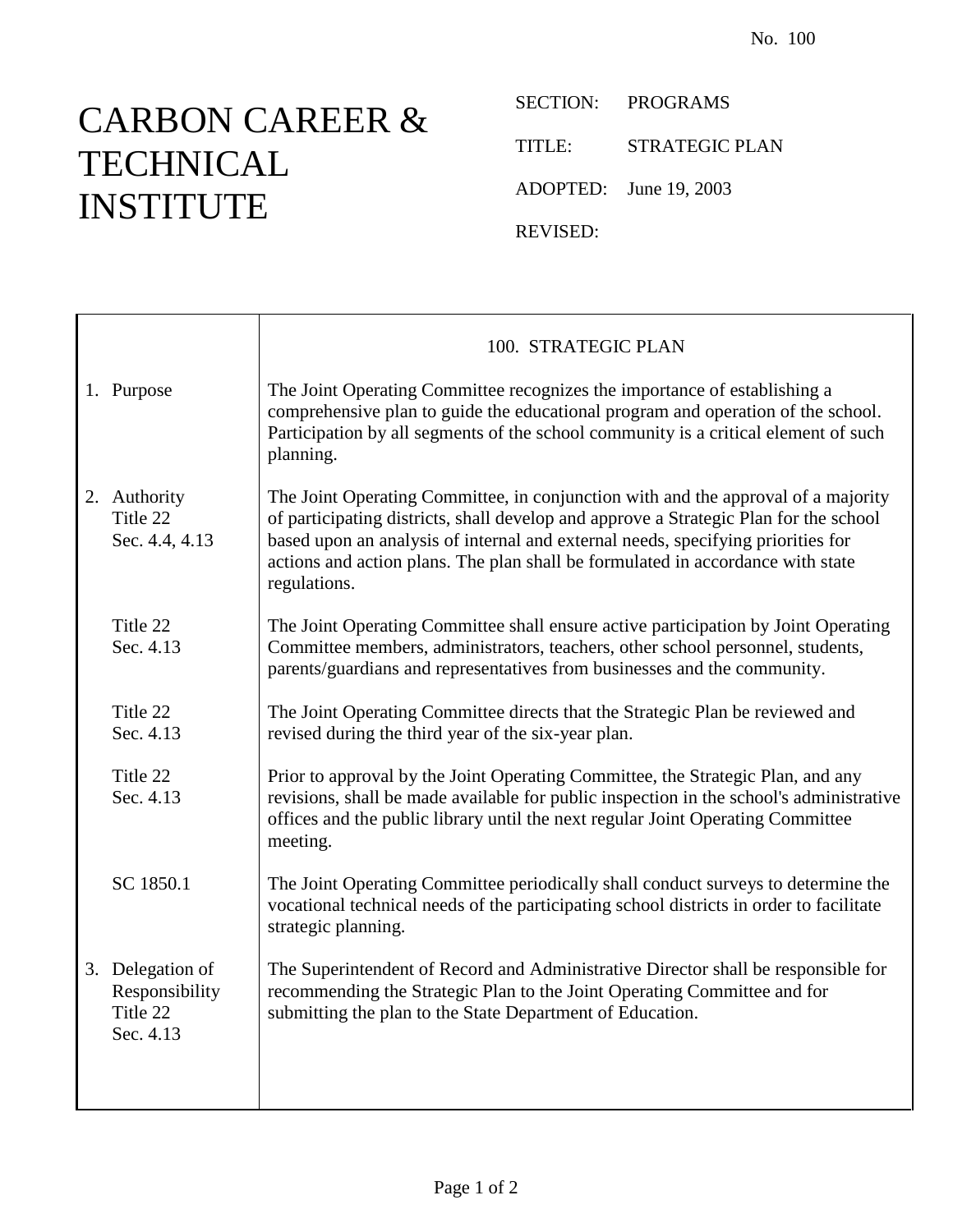No. 100

# CARBON CAREER & TECHNICAL INSTITUTE

SECTION: PROGRAMS

TITLE: STRATEGIC PLAN

ADOPTED: June 19, 2003

REVISED:

## 100. STRATEGIC PLAN

| | |
|---|---|
| 1. Purpose | The Joint Operating Committee recognizes the importance of establishing a comprehensive plan to guide the educational program and operation of the school. Participation by all segments of the school community is a critical element of such planning. |
| 2. Authority<br>Title 22<br>Sec. 4.4, 4.13 | The Joint Operating Committee, in conjunction with and the approval of a majority of participating districts, shall develop and approve a Strategic Plan for the school based upon an analysis of internal and external needs, specifying priorities for actions and action plans. The plan shall be formulated in accordance with state regulations. |
| Title 22<br>Sec. 4.13 | The Joint Operating Committee shall ensure active participation by Joint Operating Committee members, administrators, teachers, other school personnel, students, parents/guardians and representatives from businesses and the community. |
| Title 22<br>Sec. 4.13 | The Joint Operating Committee directs that the Strategic Plan be reviewed and revised during the third year of the six-year plan. |
| Title 22<br>Sec. 4.13 | Prior to approval by the Joint Operating Committee, the Strategic Plan, and any revisions, shall be made available for public inspection in the school's administrative offices and the public library until the next regular Joint Operating Committee meeting. |
| SC 1850.1 | The Joint Operating Committee periodically shall conduct surveys to determine the vocational technical needs of the participating school districts in order to facilitate strategic planning. |
| 3. Delegation of Responsibility<br>Title 22<br>Sec. 4.13 | The Superintendent of Record and Administrative Director shall be responsible for recommending the Strategic Plan to the Joint Operating Committee and for submitting the plan to the State Department of Education. |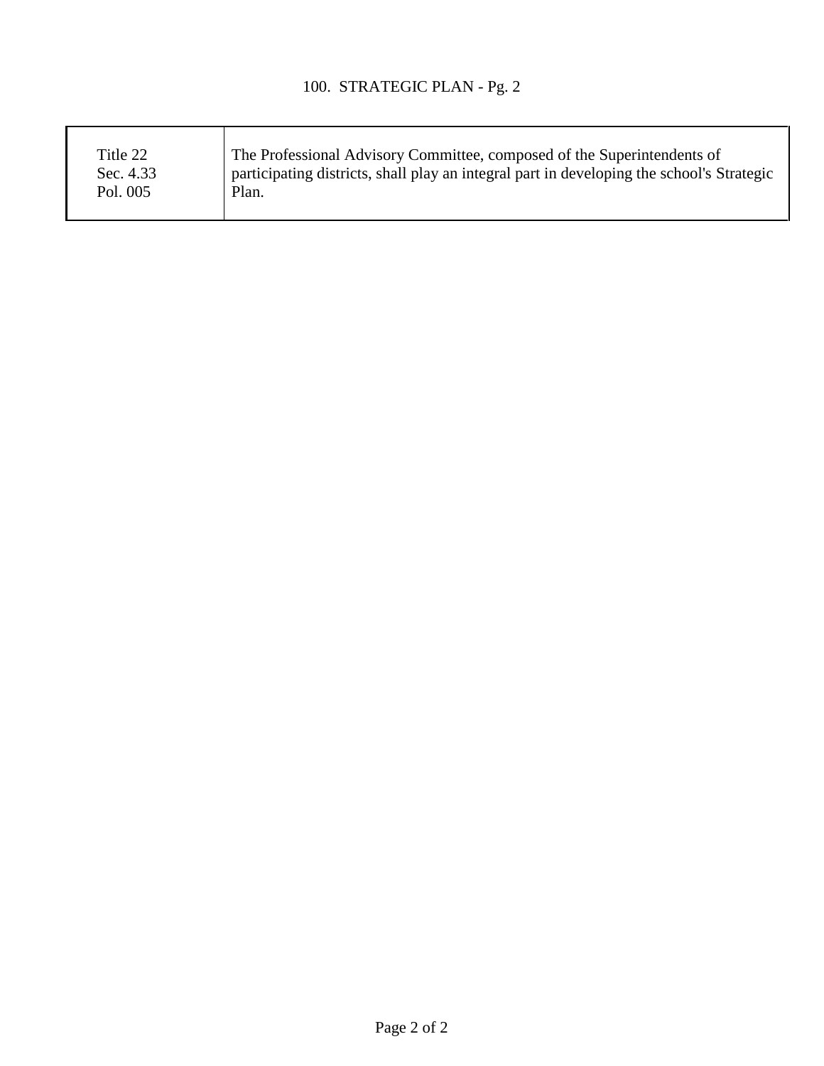| | |
|---|---|
| Title 22<br>Sec. 4.33<br>Pol. 005 | The Professional Advisory Committee, composed of the Superintendents of participating districts, shall play an integral part in developing the school's Strategic Plan. |